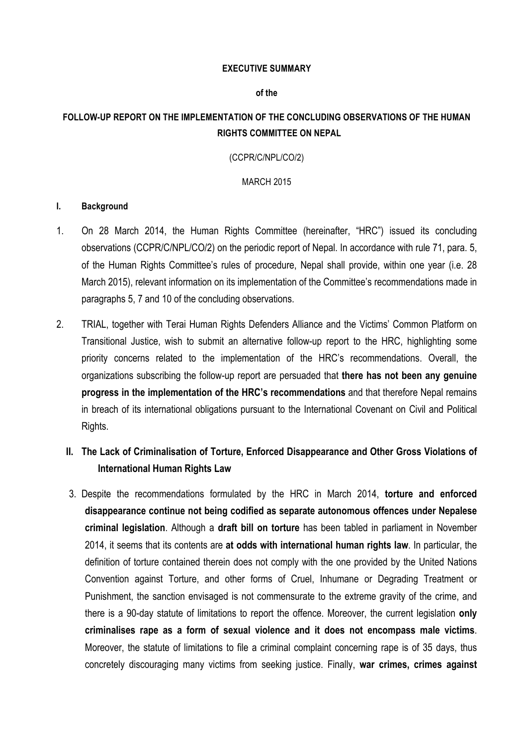**EXECUTIVE SUMMARY**

**of the**

**FOLLOW-UP REPORT ON THE IMPLEMENTATION OF THE CONCLUDING OBSERVATIONS OF THE HUMAN RIGHTS COMMITTEE ON NEPAL**

(CCPR/C/NPL/CO/2)

MARCH 2015

## I. Background

1. On 28 March 2014, the Human Rights Committee (hereinafter, "HRC") issued its concluding observations (CCPR/C/NPL/CO/2) on the periodic report of Nepal. In accordance with rule 71, para. 5, of the Human Rights Committee's rules of procedure, Nepal shall provide, within one year (i.e. 28 March 2015), relevant information on its implementation of the Committee's recommendations made in paragraphs 5, 7 and 10 of the concluding observations.

2. TRIAL, together with Terai Human Rights Defenders Alliance and the Victims' Common Platform on Transitional Justice, wish to submit an alternative follow-up report to the HRC, highlighting some priority concerns related to the implementation of the HRC's recommendations. Overall, the organizations subscribing the follow-up report are persuaded that **there has not been any genuine progress in the implementation of the HRC's recommendations** and that therefore Nepal remains in breach of its international obligations pursuant to the International Covenant on Civil and Political Rights.

## II. The Lack of Criminalisation of Torture, Enforced Disappearance and Other Gross Violations of International Human Rights Law

3. Despite the recommendations formulated by the HRC in March 2014, **torture and enforced disappearance continue not being codified as separate autonomous offences under Nepalese criminal legislation**. Although a **draft bill on torture** has been tabled in parliament in November 2014, it seems that its contents are **at odds with international human rights law**. In particular, the definition of torture contained therein does not comply with the one provided by the United Nations Convention against Torture, and other forms of Cruel, Inhumane or Degrading Treatment or Punishment, the sanction envisaged is not commensurate to the extreme gravity of the crime, and there is a 90-day statute of limitations to report the offence. Moreover, the current legislation **only criminalises rape as a form of sexual violence and it does not encompass male victims**. Moreover, the statute of limitations to file a criminal complaint concerning rape is of 35 days, thus concretely discouraging many victims from seeking justice. Finally, **war crimes, crimes against**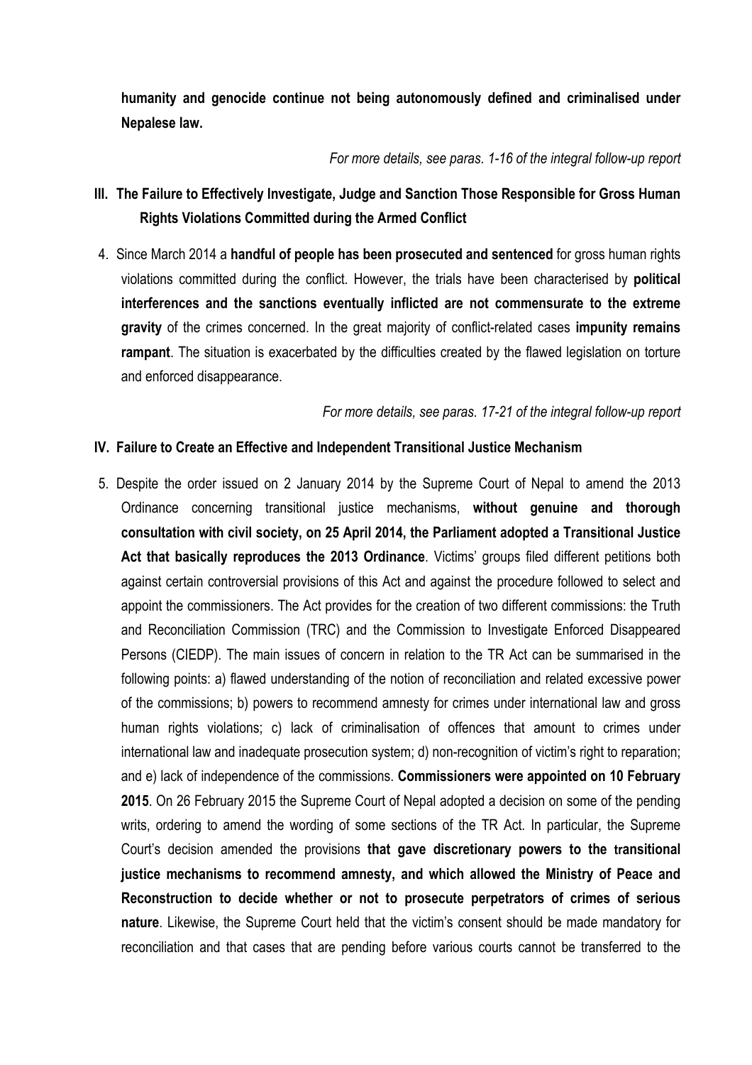**humanity and genocide continue not being autonomously defined and criminalised under Nepalese law.**

*For more details, see paras. 1-16 of the integral follow-up report*

## III. The Failure to Effectively Investigate, Judge and Sanction Those Responsible for Gross Human Rights Violations Committed during the Armed Conflict

4. Since March 2014 a **handful of people has been prosecuted and sentenced** for gross human rights violations committed during the conflict. However, the trials have been characterised by **political interferences and the sanctions eventually inflicted are not commensurate to the extreme gravity** of the crimes concerned. In the great majority of conflict-related cases **impunity remains rampant**. The situation is exacerbated by the difficulties created by the flawed legislation on torture and enforced disappearance.

*For more details, see paras. 17-21 of the integral follow-up report*

## IV. Failure to Create an Effective and Independent Transitional Justice Mechanism

5. Despite the order issued on 2 January 2014 by the Supreme Court of Nepal to amend the 2013 Ordinance concerning transitional justice mechanisms, **without genuine and thorough consultation with civil society, on 25 April 2014, the Parliament adopted a Transitional Justice Act that basically reproduces the 2013 Ordinance**. Victims' groups filed different petitions both against certain controversial provisions of this Act and against the procedure followed to select and appoint the commissioners. The Act provides for the creation of two different commissions: the Truth and Reconciliation Commission (TRC) and the Commission to Investigate Enforced Disappeared Persons (CIEDP). The main issues of concern in relation to the TR Act can be summarised in the following points: a) flawed understanding of the notion of reconciliation and related excessive power of the commissions; b) powers to recommend amnesty for crimes under international law and gross human rights violations; c) lack of criminalisation of offences that amount to crimes under international law and inadequate prosecution system; d) non-recognition of victim's right to reparation; and e) lack of independence of the commissions. **Commissioners were appointed on 10 February 2015**. On 26 February 2015 the Supreme Court of Nepal adopted a decision on some of the pending writs, ordering to amend the wording of some sections of the TR Act. In particular, the Supreme Court's decision amended the provisions **that gave discretionary powers to the transitional justice mechanisms to recommend amnesty, and which allowed the Ministry of Peace and Reconstruction to decide whether or not to prosecute perpetrators of crimes of serious nature**. Likewise, the Supreme Court held that the victim's consent should be made mandatory for reconciliation and that cases that are pending before various courts cannot be transferred to the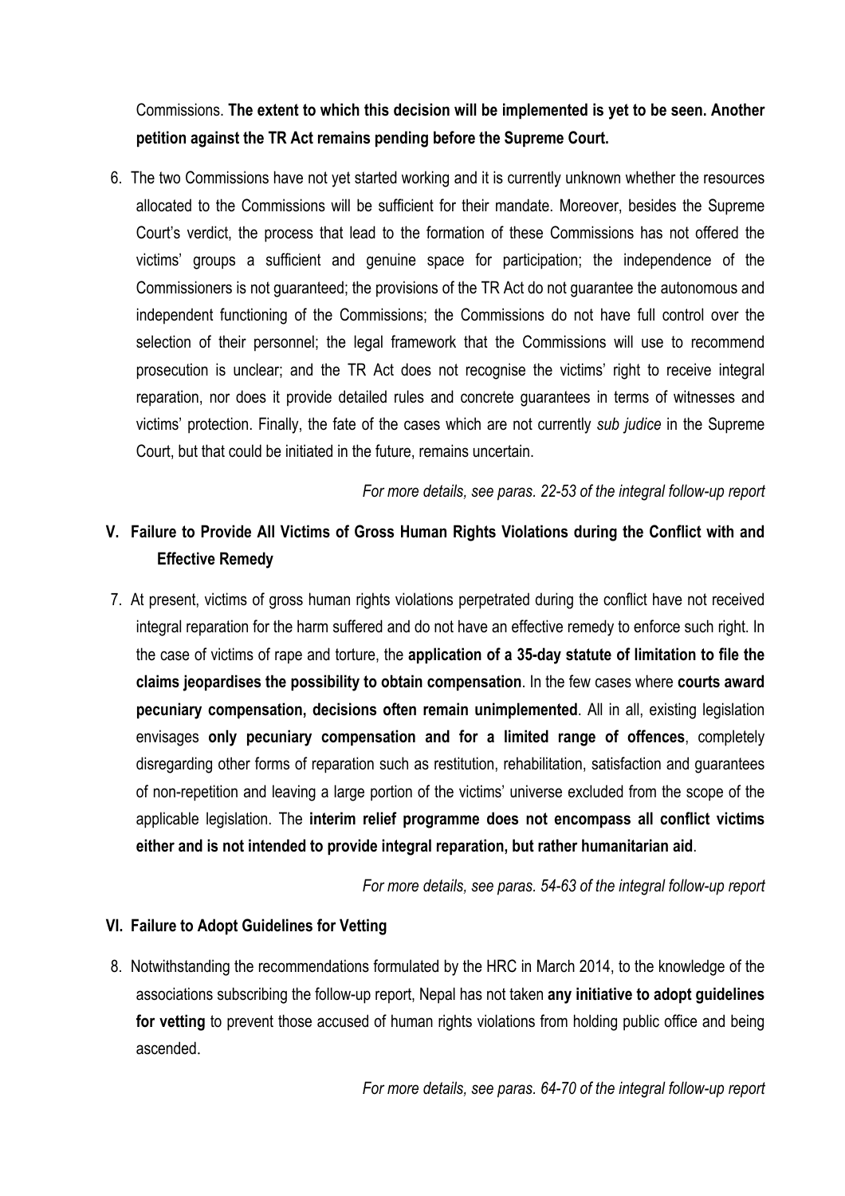Commissions. **The extent to which this decision will be implemented is yet to be seen. Another petition against the TR Act remains pending before the Supreme Court.**

6. The two Commissions have not yet started working and it is currently unknown whether the resources allocated to the Commissions will be sufficient for their mandate. Moreover, besides the Supreme Court's verdict, the process that lead to the formation of these Commissions has not offered the victims' groups a sufficient and genuine space for participation; the independence of the Commissioners is not guaranteed; the provisions of the TR Act do not guarantee the autonomous and independent functioning of the Commissions; the Commissions do not have full control over the selection of their personnel; the legal framework that the Commissions will use to recommend prosecution is unclear; and the TR Act does not recognise the victims' right to receive integral reparation, nor does it provide detailed rules and concrete guarantees in terms of witnesses and victims' protection. Finally, the fate of the cases which are not currently *sub judice* in the Supreme Court, but that could be initiated in the future, remains uncertain.

*For more details, see paras. 22-53 of the integral follow-up report*

## V. Failure to Provide All Victims of Gross Human Rights Violations during the Conflict with and Effective Remedy

7. At present, victims of gross human rights violations perpetrated during the conflict have not received integral reparation for the harm suffered and do not have an effective remedy to enforce such right. In the case of victims of rape and torture, the **application of a 35-day statute of limitation to file the claims jeopardises the possibility to obtain compensation**. In the few cases where **courts award pecuniary compensation, decisions often remain unimplemented**. All in all, existing legislation envisages **only pecuniary compensation and for a limited range of offences**, completely disregarding other forms of reparation such as restitution, rehabilitation, satisfaction and guarantees of non-repetition and leaving a large portion of the victims' universe excluded from the scope of the applicable legislation. The **interim relief programme does not encompass all conflict victims either and is not intended to provide integral reparation, but rather humanitarian aid**.

*For more details, see paras. 54-63 of the integral follow-up report*

## VI. Failure to Adopt Guidelines for Vetting

8. Notwithstanding the recommendations formulated by the HRC in March 2014, to the knowledge of the associations subscribing the follow-up report, Nepal has not taken **any initiative to adopt guidelines for vetting** to prevent those accused of human rights violations from holding public office and being ascended.

*For more details, see paras. 64-70 of the integral follow-up report*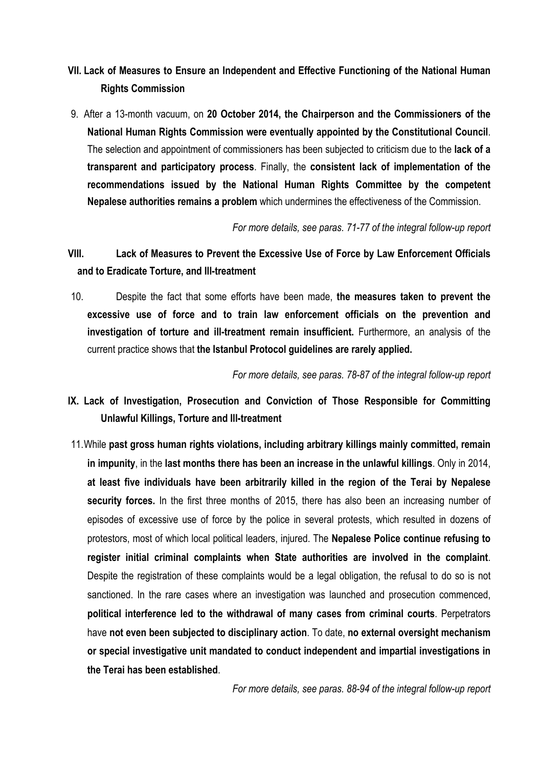## VII. Lack of Measures to Ensure an Independent and Effective Functioning of the National Human Rights Commission

9. After a 13-month vacuum, on **20 October 2014, the Chairperson and the Commissioners of the National Human Rights Commission were eventually appointed by the Constitutional Council**. The selection and appointment of commissioners has been subjected to criticism due to the **lack of a transparent and participatory process**. Finally, the **consistent lack of implementation of the recommendations issued by the National Human Rights Committee by the competent Nepalese authorities remains a problem** which undermines the effectiveness of the Commission.

*For more details, see paras. 71-77 of the integral follow-up report*

## VIII. Lack of Measures to Prevent the Excessive Use of Force by Law Enforcement Officials and to Eradicate Torture, and Ill-treatment

10. Despite the fact that some efforts have been made, **the measures taken to prevent the excessive use of force and to train law enforcement officials on the prevention and investigation of torture and ill-treatment remain insufficient.** Furthermore, an analysis of the current practice shows that **the Istanbul Protocol guidelines are rarely applied.**

*For more details, see paras. 78-87 of the integral follow-up report*

## IX. Lack of Investigation, Prosecution and Conviction of Those Responsible for Committing Unlawful Killings, Torture and Ill-treatment

11. While **past gross human rights violations, including arbitrary killings mainly committed, remain in impunity**, in the **last months there has been an increase in the unlawful killings**. Only in 2014, **at least five individuals have been arbitrarily killed in the region of the Terai by Nepalese security forces.** In the first three months of 2015, there has also been an increasing number of episodes of excessive use of force by the police in several protests, which resulted in dozens of protestors, most of which local political leaders, injured. The **Nepalese Police continue refusing to register initial criminal complaints when State authorities are involved in the complaint**. Despite the registration of these complaints would be a legal obligation, the refusal to do so is not sanctioned. In the rare cases where an investigation was launched and prosecution commenced, **political interference led to the withdrawal of many cases from criminal courts**. Perpetrators have **not even been subjected to disciplinary action**. To date, **no external oversight mechanism or special investigative unit mandated to conduct independent and impartial investigations in the Terai has been established**.

*For more details, see paras. 88-94 of the integral follow-up report*